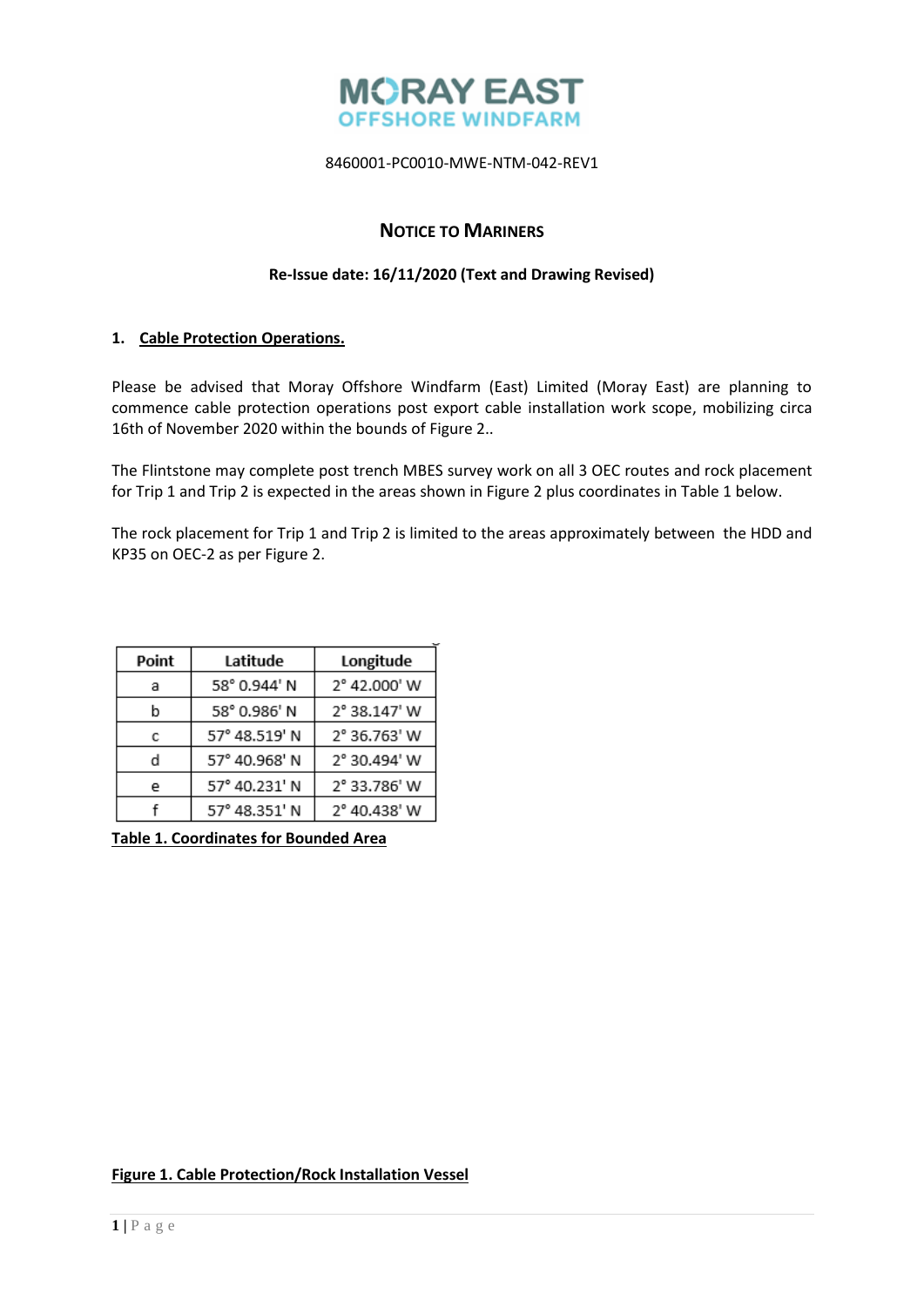MORAY EAST
OFFSHORE WINDFARM

8460001-PC0010-MWE-NTM-042-REV1

# NOTICE TO MARINERS

**Re-Issue date: 16/11/2020 (Text and Drawing Revised)**

## 1. Cable Protection Operations.

Please be advised that Moray Offshore Windfarm (East) Limited (Moray East) are planning to commence cable protection operations post export cable installation work scope, mobilizing circa 16th of November 2020 within the bounds of Figure 2..

The Flintstone may complete post trench MBES survey work on all 3 OEC routes and rock placement for Trip 1 and Trip 2 is expected in the areas shown in Figure 2 plus coordinates in Table 1 below.

The rock placement for Trip 1 and Trip 2 is limited to the areas approximately between the HDD and KP35 on OEC-2 as per Figure 2.

| Point | Latitude | Longitude |
|---|---|---|
| a | 58° 0.944' N | 2° 42.000' W |
| b | 58° 0.986' N | 2° 38.147' W |
| c | 57° 48.519' N | 2° 36.763' W |
| d | 57° 40.968' N | 2° 30.494' W |
| e | 57° 40.231' N | 2° 33.786' W |
| f | 57° 48.351' N | 2° 40.438' W |

**Table 1. Coordinates for Bounded Area**

**Figure 1. Cable Protection/Rock Installation Vessel**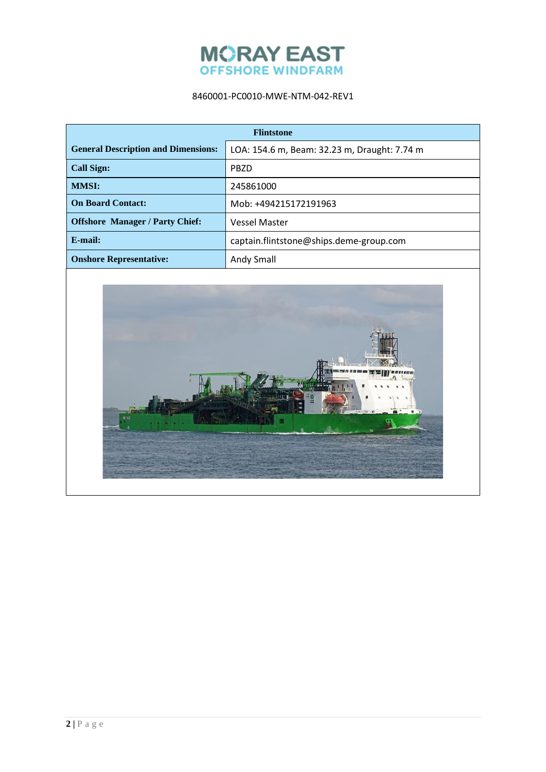8460001-PC0010-MWE-NTM-042-REV1

| Flintstone | |
|---|---|
| **General Description and Dimensions:** | LOA: 154.6 m, Beam: 32.23 m, Draught: 7.74 m |
| **Call Sign:** | PBZD |
| **MMSI:** | 245861000 |
| **On Board Contact:** | Mob: +494215172191963 |
| **Offshore Manager / Party Chief:** | Vessel Master |
| **E-mail:** | captain.flintstone@ships.deme-group.com |
| **Onshore Representative:** | Andy Small |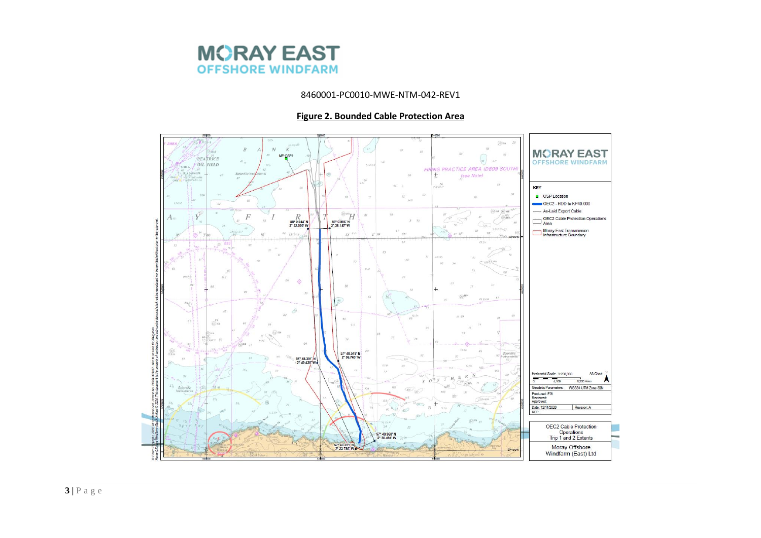8460001-PC0010-MWE-NTM-042-REV1

**Figure 2. Bounded Cable Protection Area**

KEY

- OSP Location
- OEC2 - HDD to KP40.000
- As-Laid Export Cable
- OEC2 Cable Protection Operations Area
- Moray East Transmission Infrastructure Boundary

Horizontal Scale: 1:200,000 A3 Chart

Geodetic Parameters: WGS84 UTM Zone 30N

Produced: FGI
Reviewed:
Approved:

Date: 12/11/2020 Revision: A

REF:

OEC2 Cable Protection Operations Trip 1 and 2 Extents

Moray Offshore Windfarm (East) Ltd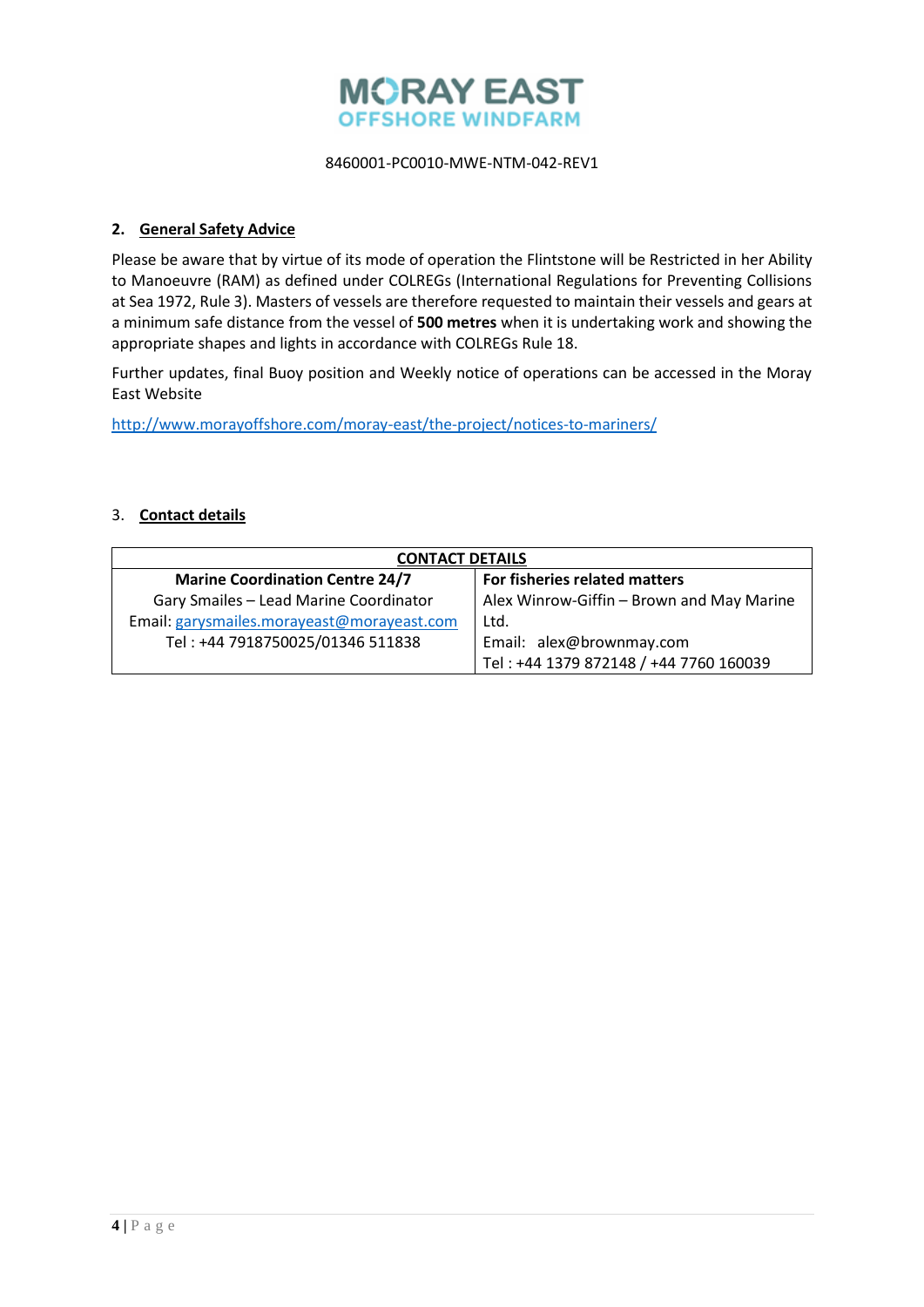## 2. General Safety Advice

Please be aware that by virtue of its mode of operation the Flintstone will be Restricted in her Ability to Manoeuvre (RAM) as defined under COLREGs (International Regulations for Preventing Collisions at Sea 1972, Rule 3). Masters of vessels are therefore requested to maintain their vessels and gears at a minimum safe distance from the vessel of **500 metres** when it is undertaking work and showing the appropriate shapes and lights in accordance with COLREGs Rule 18.

Further updates, final Buoy position and Weekly notice of operations can be accessed in the Moray East Website

http://www.morayoffshore.com/moray-east/the-project/notices-to-mariners/

## 3. Contact details

| CONTACT DETAILS | |
|---|---|
| **Marine Coordination Centre 24/7**<br>Gary Smailes – Lead Marine Coordinator<br>Email: garysmailes.morayeast@morayeast.com<br>Tel : +44 7918750025/01346 511838 | **For fisheries related matters**<br>Alex Winrow-Giffin – Brown and May Marine Ltd.<br>Email: alex@brownmay.com<br>Tel : +44 1379 872148 / +44 7760 160039 |